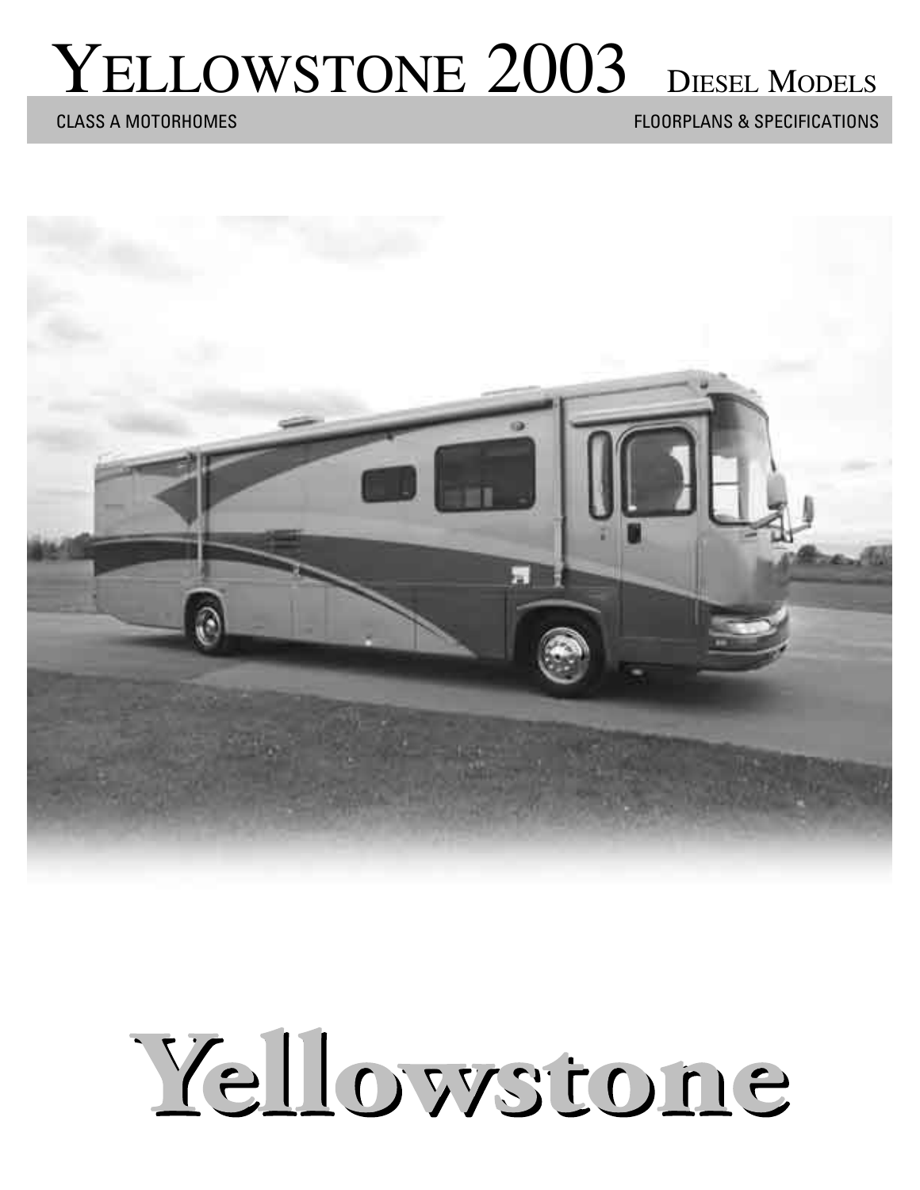# YELLOWSTONE 2003 DIESEL MODELS

CLASS A MOTORHOMES

FLOORPLANS & SPECIFICATIONS

# Yellowstone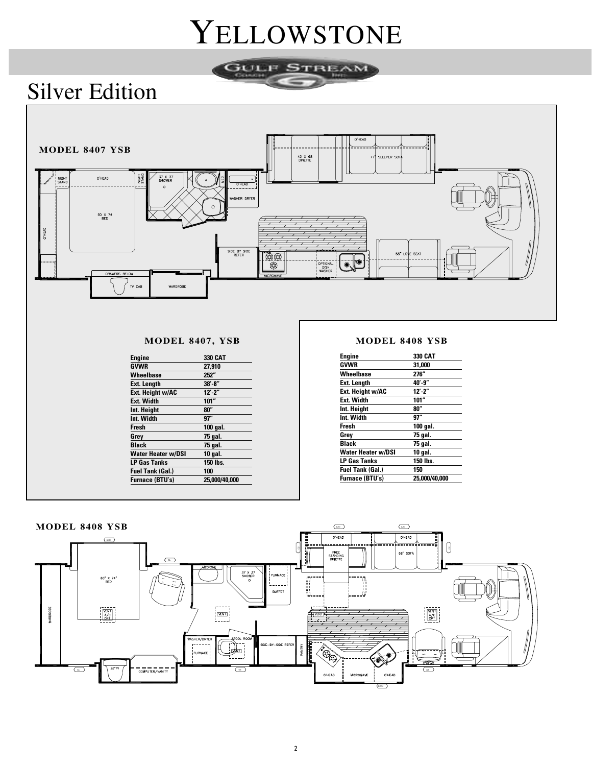# YELLOWSTONE

Silver Edition

## MODEL 8407 YSB

## MODEL 8407, YSB

| | |
|---|---|
| Engine | 330 CAT |
| GVWR | 27,910 |
| Wheelbase | 252" |
| Ext. Length | 38'-8" |
| Ext. Height w/AC | 12'-2" |
| Ext. Width | 101" |
| Int. Height | 80" |
| Int. Width | 97" |
| Fresh | 100 gal. |
| Grey | 75 gal. |
| Black | 75 gal. |
| Water Heater w/DSI | 10 gal. |
| LP Gas Tanks | 150 lbs. |
| Fuel Tank (Gal.) | 100 |
| Furnace (BTU's) | 25,000/40,000 |

## MODEL 8408 YSB

| | |
|---|---|
| Engine | 330 CAT |
| GVWR | 31,000 |
| Wheelbase | 276" |
| Ext. Length | 40'-9" |
| Ext. Height w/AC | 12'-2" |
| Ext. Width | 101" |
| Int. Height | 80" |
| Int. Width | 97" |
| Fresh | 100 gal. |
| Grey | 75 gal. |
| Black | 75 gal. |
| Water Heater w/DSI | 10 gal. |
| LP Gas Tanks | 150 lbs. |
| Fuel Tank (Gal.) | 150 |
| Furnace (BTU's) | 25,000/40,000 |

## MODEL 8408 YSB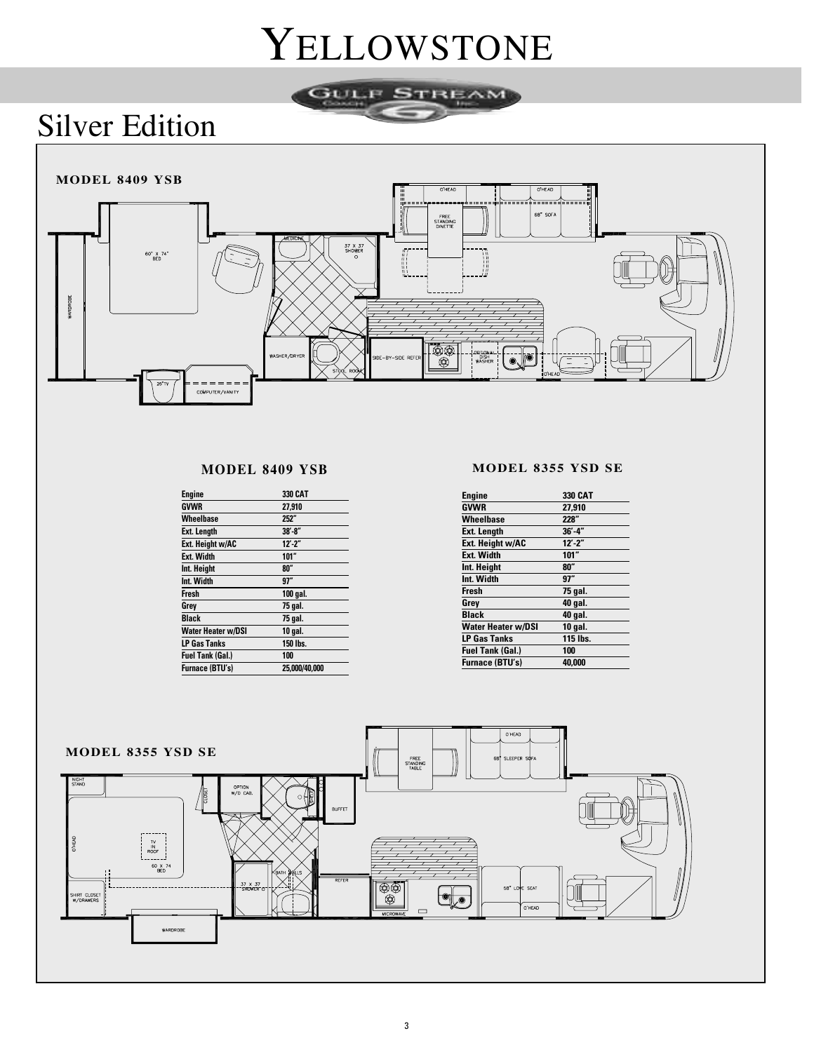# YELLOWSTONE

## Silver Edition

### MODEL 8409 YSB

60" x 74" BED

WARDROBE

MEDICINE

37 X 37 SHOWER

O'HEAD

FREE STANDING DINETTE

68" SOFA

WASHER/DRYER

STOOL ROOM

SIDE-BY-SIDE REFER

OPTIONAL DISH WASHER

20" TV

COMPUTER/VANITY

### MODEL 8409 YSB

| | |
|---|---|
| Engine | 330 CAT |
| GVWR | 27,910 |
| Wheelbase | 252" |
| Ext. Length | 38'-8" |
| Ext. Height w/AC | 12'-2" |
| Ext. Width | 101" |
| Int. Height | 80" |
| Int. Width | 97" |
| Fresh | 100 gal. |
| Grey | 75 gal. |
| Black | 75 gal. |
| Water Heater w/DSI | 10 gal. |
| LP Gas Tanks | 150 lbs. |
| Fuel Tank (Gal.) | 100 |
| Furnace (BTU's) | 25,000/40,000 |

### MODEL 8355 YSD SE

| | |
|---|---|
| Engine | 330 CAT |
| GVWR | 27,910 |
| Wheelbase | 228" |
| Ext. Length | 36'-4" |
| Ext. Height w/AC | 12'-2" |
| Ext. Width | 101" |
| Int. Height | 80" |
| Int. Width | 97" |
| Fresh | 75 gal. |
| Grey | 40 gal. |
| Black | 40 gal. |
| Water Heater w/DSI | 10 gal. |
| LP Gas Tanks | 115 lbs. |
| Fuel Tank (Gal.) | 100 |
| Furnace (BTU's) | 40,000 |

### MODEL 8355 YSD SE

NIGHT STAND

CLOSET

OPTION W/D CAB.

BUFFET

FREE STANDING TABLE

O'HEAD

68" SLEEPER SOFA

TV IN ROOF

60 X 74 BED

BATH WALLS

37 X 37 SHOWER

REFER

MICROWAVE

58" LOVE SEAT

SHIRT CLOSET W/DRAWERS

WARDROBE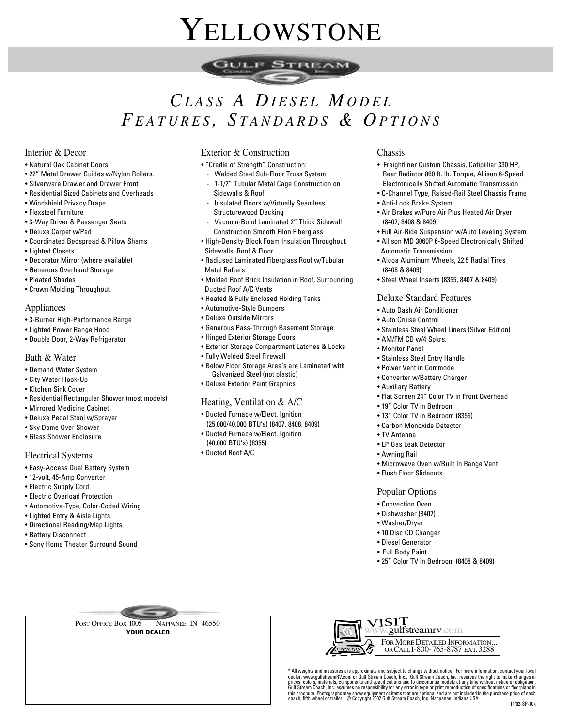# YELLOWSTONE

GULF STREAM COACH INC.

## *CLASS A DIESEL MODEL FEATURES, STANDARDS & OPTIONS*

### Interior & Decor

- Natural Oak Cabinet Doors
- 22" Metal Drawer Guides w/Nylon Rollers.
- Silverware Drawer and Drawer Front
- Residential Sized Cabinets and Overheads
- Windshield Privacy Drape
- Flexsteel Furniture
- 3-Way Driver & Passenger Seats
- Deluxe Carpet w/Pad
- Coordinated Bedspread & Pillow Shams
- Lighted Closets
- Decorator Mirror (where available)
- Generous Overhead Storage
- Pleated Shades
- Crown Molding Throughout

### Appliances

- 3-Burner High-Performance Range
- Lighted Power Range Hood
- Double Door, 2-Way Refrigerator

### Bath & Water

- Demand Water System
- City Water Hook-Up
- Kitchen Sink Cover
- Residential Rectangular Shower (most models)
- Mirrored Medicine Cabinet
- Deluxe Pedal Stool w/Sprayer
- Sky Dome Over Shower
- Glass Shower Enclosure

### Electrical Systems

- Easy-Access Dual Battery System
- 12-volt, 45-Amp Converter
- Electric Supply Cord
- Electric Overload Protection
- Automotive-Type, Color-Coded Wiring
- Lighted Entry & Aisle Lights
- Directional Reading/Map Lights
- Battery Disconnect
- Sony Home Theater Surround Sound

### Exterior & Construction

- "Cradle of Strength" Construction:
  - Welded Steel Sub-Floor Truss System
  - 1-1/2" Tubular Metal Cage Construction on Sidewalls & Roof
  - Insulated Floors w/Virtually Seamless Structurewood Decking
  - Vacuum-Bond Laminated 2" Thick Sidewall Construction Smooth Filon Fiberglass
- High-Density Block Foam Insulation Throughout Sidewalls, Roof & Floor
- Radiused Laminated Fiberglass Roof w/Tubular Metal Rafters
- Molded Roof Brick Insulation in Roof, Surrounding Ducted Roof A/C Vents
- Heated & Fully Enclosed Holding Tanks
- Automotive-Style Bumpers
- Deluxe Outside Mirrors
- Generous Pass-Through Basement Storage
- Hinged Exterior Storage Doors
- Exterior Storage Compartment Latches & Locks
- Fully Welded Steel Firewall
- Below Floor Storage Area's are Laminated with Galvanized Steel (not plastic)
- Deluxe Exterior Paint Graphics

### Heating, Ventilation & A/C

- Ducted Furnace w/Elect. Ignition (25,000/40,000 BTU's) (8407, 8408, 8409)
- Ducted Furnace w/Elect. Ignition (40,000 BTU's) (8355)
- Ducted Roof A/C

### Chassis

- Freightliner Custom Chassis, Catipilliar 330 HP, Rear Radiator 860 ft. lb. Torque, Allison 6-Speed Electronically Shifted Automatic Transmission
- C-Channel Type, Raised-Rail Steel Chassis Frame
- Anti-Lock Brake System
- Air Brakes w/Pure Air Plus Heated Air Dryer (8407, 8408 & 8409)
- Full Air-Ride Suspension w/Auto Leveling System
- Allison MD 3060P 6-Speed Electronically Shifted Automatic Transmission
- Alcoa Aluminum Wheels, 22.5 Radial Tires (8408 & 8409)
- Steel Wheel Inserts (8355, 8407 & 8409)

### Deluxe Standard Features

- Auto Dash Air Conditioner
- Auto Cruise Control
- Stainless Steel Wheel Liners (Silver Edition)
- AM/FM CD w/4 Spkrs.
- Monitor Panel
- Stainless Steel Entry Handle
- Power Vent in Commode
- Converter w/Battery Charger
- Auxiliary Battery
- Flat Screen 24" Color TV in Front Overhead
- 19" Color TV in Bedroom
- 13" Color TV in Bedroom (8355)
- Carbon Monoxide Detector
- TV Antenna
- LP Gas Leak Detector
- Awning Rail
- Microwave Oven w/Built In Range Vent
- Flush Floor Slideouts

### Popular Options

- Convection Oven
- Dishwasher (8407)
- Washer/Dryer
- 10 Disc CD Changer
- Diesel Generator
- Full Body Paint
- 25" Color TV in Bedroom (8408 & 8409)

POST OFFICE BOX 1005 NAPPANEE, IN 46550

**YOUR DEALER**

VISIT www.gulfstreamrv.com

FOR MORE DETAILED INFORMATION... OR CALL 1-800-765-8787 EXT. 3288

* All weights and measures are approximate and subject to change without notice. For more information, contact your local dealer, www.gulfstreamRV.com or Gulf Stream Coach, Inc.. Gulf Stream Coach, Inc. reserves the right to make changes in prices, colors, materials, components and specifications and to discontinue models at any time without notice or obligation. Gulf Stream Coach, Inc. assumes no responsibility for any error in type or print reproduction of specifications or floorplans in this brochure. Photographs may show equipment or items that are optional and are not included in the purchase price of each coach, fifth wheel or trailer. © Copyright 2002 Gulf Stream Coach, Inc. Nappanee, Indiana USA

11/02-SP-10k